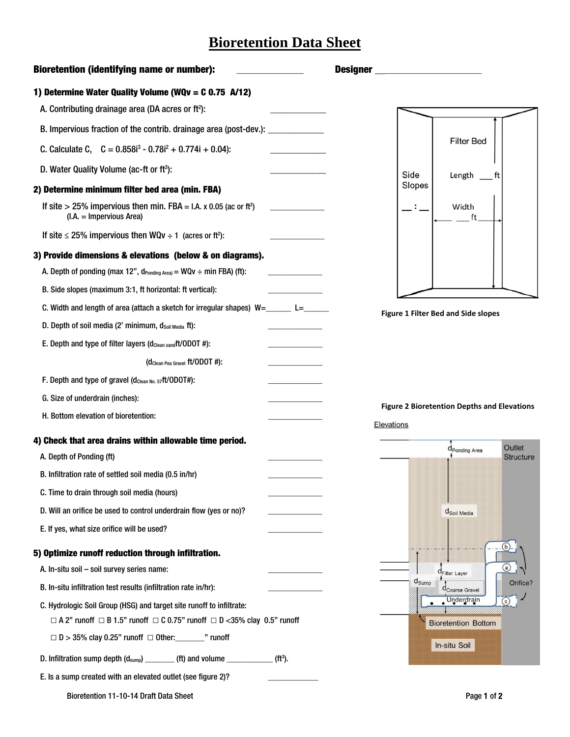# Bioretention Data Sheet

**Bioretention (identifying name or number):** ______________ **Designer** ______________________

## 1) Determine Water Quality Volume (WQv = C 0.75 A/12)

A. Contributing drainage area (DA acres or $ft^2$): ____________

B. Impervious fraction of the contrib. drainage area (post-dev.): ____________

C. Calculate C, $C = 0.858i^3 - 0.78i^2 + 0.774i + 0.04$): ____________

D. Water Quality Volume (ac-ft or $ft^3$): ____________

## 2) Determine minimum filter bed area (min. FBA)

If site > 25% impervious then min. FBA = I.A. x 0.05 (ac or $ft^2$) ____________
(I.A. = Impervious Area)

If site ≤ 25% impervious then WQv ÷ 1 (acres or $ft^2$): ____________

## 3) Provide dimensions & elevations (below & on diagrams).

A. Depth of ponding (max 12", $d_{Ponding\ Area}$) = WQv ÷ min FBA) (ft): ____________

B. Side slopes (maximum 3:1, ft horizontal: ft vertical): ____________

C. Width and length of area (attach a sketch for irregular shapes) W=______ L=______

D. Depth of soil media (2' minimum, $d_{Soil\ Media}$ ft): ____________

E. Depth and type of filter layers ($d_{Clean\ sand}$ft/ODOT #): ____________

($d_{Clean\ Pea\ Gravel}$ ft/ODOT #): ____________

F. Depth and type of gravel ($d_{Clean\ No.\ 57}$ft/ODOT#): ____________

G. Size of underdrain (inches): ____________

H. Bottom elevation of bioretention: ____________

## 4) Check that area drains within allowable time period.

A. Depth of Ponding (ft) ____________

B. Infiltration rate of settled soil media (0.5 in/hr) ____________

C. Time to drain through soil media (hours) ____________

D. Will an orifice be used to control underdrain flow (yes or no)? ____________

E. If yes, what size orifice will be used? ____________

## 5) Optimize runoff reduction through infiltration.

A. In-situ soil – soil survey series name: ____________

B. In-situ infiltration test results (infiltration rate in/hr): ____________

C. Hydrologic Soil Group (HSG) and target site runoff to infiltrate:

☐ A 2" runoff ☐ B 1.5" runoff ☐ C 0.75" runoff ☐ D <35% clay 0.5" runoff

☐ D > 35% clay 0.25" runoff ☐ Other:_______" runoff

D. Infiltration sump depth ($d_{sump}$) _______ (ft) and volume ___________ ($ft^3$).

E. Is a sump created with an elevated outlet (see figure 2)? ____________

Filter Bed — Length ___ ft — Width ___ ft — Side Slopes __ : __

**Figure 1 Filter Bed and Side slopes**

**Figure 2 Bioretention Depths and Elevations**

Elevations

$d_{Ponding\ Area}$, Outlet Structure, $d_{Soil\ Media}$, (b), (a), (c), Orifice?, $d_{Filter\ Layer}$, $d_{Sump}$, $d_{Coarse\ Gravel}$, Underdrain, Bioretention Bottom, In-situ Soil

Bioretention 11-10-14 Draft Data Sheet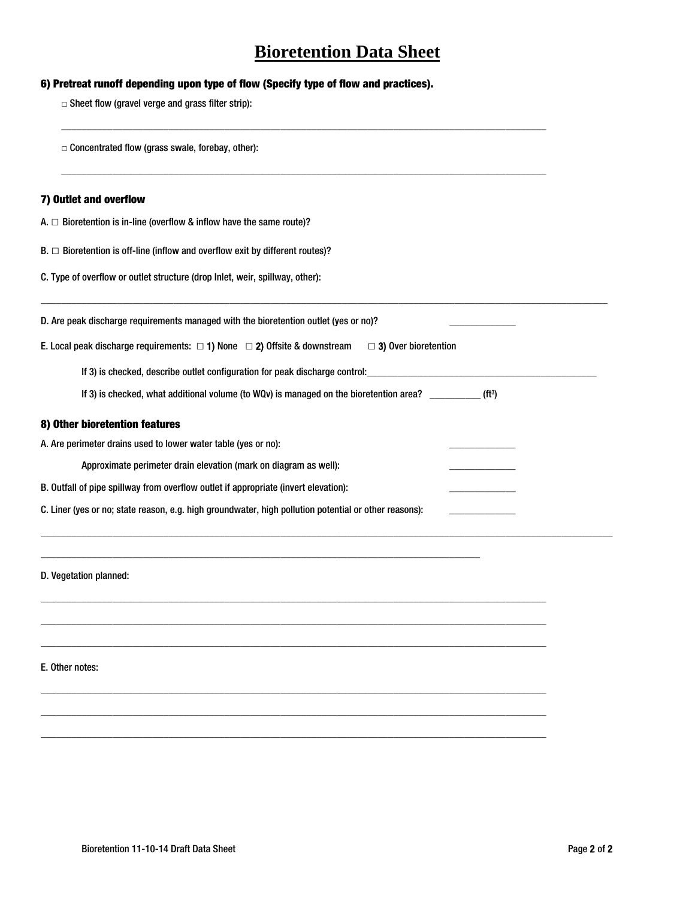# Bioretention Data Sheet

### 6) Pretreat runoff depending upon type of flow (Specify type of flow and practices).

□ Sheet flow (gravel verge and grass filter strip):

______________________________________________________________________________________

□ Concentrated flow (grass swale, forebay, other):

______________________________________________________________________________________

### 7) Outlet and overflow

A. □ Bioretention is in-line (overflow & inflow have the same route)?

B. □ Bioretention is off-line (inflow and overflow exit by different routes)?

C. Type of overflow or outlet structure (drop Inlet, weir, spillway, other):

______________________________________________________________________________________

D. Are peak discharge requirements managed with the bioretention outlet (yes or no)? ____________

E. Local peak discharge requirements: □ **1)** None □ **2)** Offsite & downstream □ **3)** Over bioretention

If 3) is checked, describe outlet configuration for peak discharge control:____________________________

If 3) is checked, what additional volume (to WQv) is managed on the bioretention area? __________ ($ft^3$)

### 8) Other bioretention features

A. Are perimeter drains used to lower water table (yes or no): ____________

Approximate perimeter drain elevation (mark on diagram as well): ____________

B. Outfall of pipe spillway from overflow outlet if appropriate (invert elevation): ____________

C. Liner (yes or no; state reason, e.g. high groundwater, high pollution potential or other reasons): ____________

______________________________________________________________________________________

______________________________________________________________________________________

D. Vegetation planned:

______________________________________________________________________________________

______________________________________________________________________________________

______________________________________________________________________________________

E. Other notes:

______________________________________________________________________________________

______________________________________________________________________________________

______________________________________________________________________________________

Bioretention 11-10-14 Draft Data Sheet